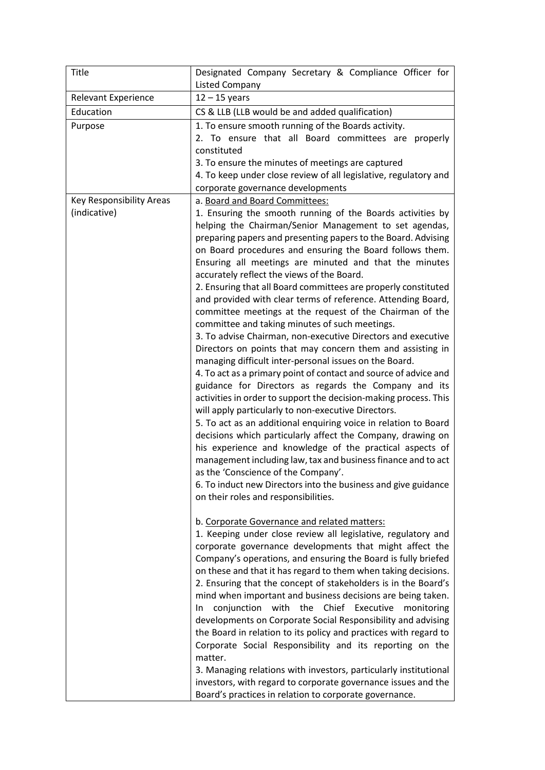| Title | Designated Company Secretary & Compliance Officer for Listed Company |
|---|---|
| Relevant Experience | 12 – 15 years |
| Education | CS & LLB (LLB would be and added qualification) |
| Purpose | 1. To ensure smooth running of the Boards activity.<br>2. To ensure that all Board committees are properly constituted<br>3. To ensure the minutes of meetings are captured<br>4. To keep under close review of all legislative, regulatory and corporate governance developments |
| Key Responsibility Areas (indicative) | a. <u>Board and Board Committees:</u><br>1. Ensuring the smooth running of the Boards activities by helping the Chairman/Senior Management to set agendas, preparing papers and presenting papers to the Board. Advising on Board procedures and ensuring the Board follows them. Ensuring all meetings are minuted and that the minutes accurately reflect the views of the Board.<br>2. Ensuring that all Board committees are properly constituted and provided with clear terms of reference. Attending Board, committee meetings at the request of the Chairman of the committee and taking minutes of such meetings.<br>3. To advise Chairman, non-executive Directors and executive Directors on points that may concern them and assisting in managing difficult inter-personal issues on the Board.<br>4. To act as a primary point of contact and source of advice and guidance for Directors as regards the Company and its activities in order to support the decision-making process. This will apply particularly to non-executive Directors.<br>5. To act as an additional enquiring voice in relation to Board decisions which particularly affect the Company, drawing on his experience and knowledge of the practical aspects of management including law, tax and business finance and to act as the 'Conscience of the Company'.<br>6. To induct new Directors into the business and give guidance on their roles and responsibilities.<br><br>b. <u>Corporate Governance and related matters:</u><br>1. Keeping under close review all legislative, regulatory and corporate governance developments that might affect the Company's operations, and ensuring the Board is fully briefed on these and that it has regard to them when taking decisions.<br>2. Ensuring that the concept of stakeholders is in the Board's mind when important and business decisions are being taken. In conjunction with the Chief Executive monitoring developments on Corporate Social Responsibility and advising the Board in relation to its policy and practices with regard to Corporate Social Responsibility and its reporting on the matter.<br>3. Managing relations with investors, particularly institutional investors, with regard to corporate governance issues and the Board's practices in relation to corporate governance. |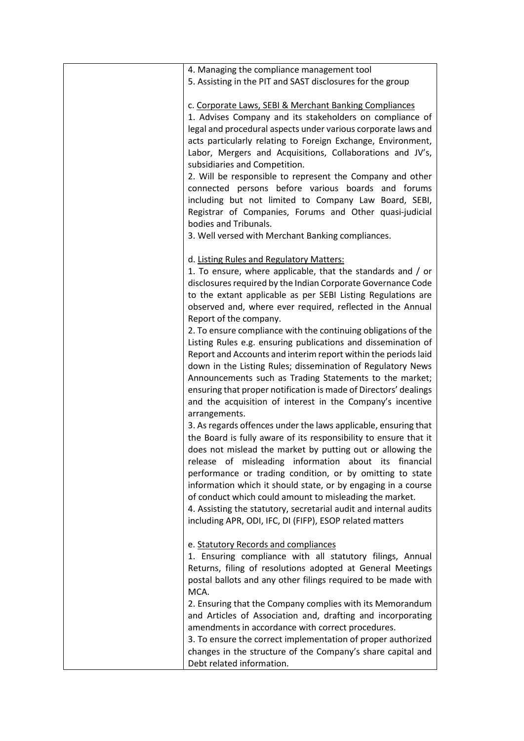| | |
|---|---|
| | 4. Managing the compliance management tool<br>5. Assisting in the PIT and SAST disclosures for the group<br><br>c. <u>Corporate Laws, SEBI & Merchant Banking Compliances</u><br>1. Advises Company and its stakeholders on compliance of legal and procedural aspects under various corporate laws and acts particularly relating to Foreign Exchange, Environment, Labor, Mergers and Acquisitions, Collaborations and JV's, subsidiaries and Competition.<br>2. Will be responsible to represent the Company and other connected persons before various boards and forums including but not limited to Company Law Board, SEBI, Registrar of Companies, Forums and Other quasi-judicial bodies and Tribunals.<br>3. Well versed with Merchant Banking compliances.<br><br>d. <u>Listing Rules and Regulatory Matters:</u><br>1. To ensure, where applicable, that the standards and / or disclosures required by the Indian Corporate Governance Code to the extant applicable as per SEBI Listing Regulations are observed and, where ever required, reflected in the Annual Report of the company.<br>2. To ensure compliance with the continuing obligations of the Listing Rules e.g. ensuring publications and dissemination of Report and Accounts and interim report within the periods laid down in the Listing Rules; dissemination of Regulatory News Announcements such as Trading Statements to the market; ensuring that proper notification is made of Directors' dealings and the acquisition of interest in the Company's incentive arrangements.<br>3. As regards offences under the laws applicable, ensuring that the Board is fully aware of its responsibility to ensure that it does not mislead the market by putting out or allowing the release of misleading information about its financial performance or trading condition, or by omitting to state information which it should state, or by engaging in a course of conduct which could amount to misleading the market.<br>4. Assisting the statutory, secretarial audit and internal audits including APR, ODI, IFC, DI (FIFP), ESOP related matters<br><br>e. <u>Statutory Records and compliances</u><br>1. Ensuring compliance with all statutory filings, Annual Returns, filing of resolutions adopted at General Meetings postal ballots and any other filings required to be made with MCA.<br>2. Ensuring that the Company complies with its Memorandum and Articles of Association and, drafting and incorporating amendments in accordance with correct procedures.<br>3. To ensure the correct implementation of proper authorized changes in the structure of the Company's share capital and Debt related information. |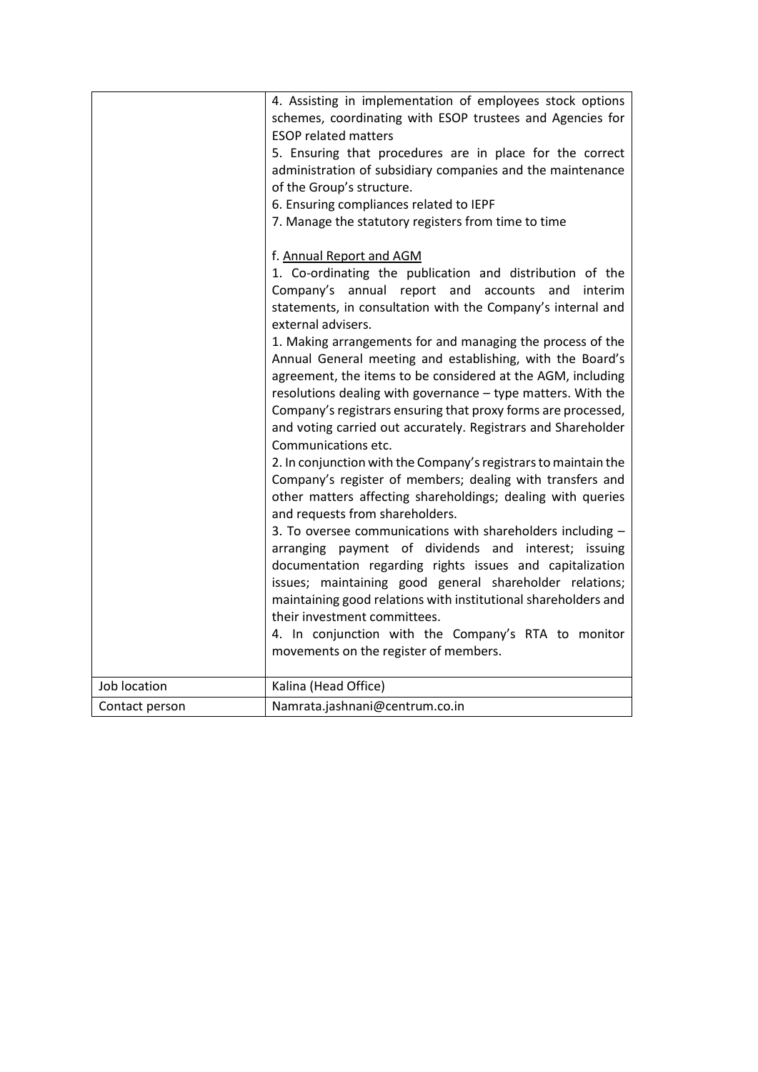| | |
|---|---|
| | 4. Assisting in implementation of employees stock options schemes, coordinating with ESOP trustees and Agencies for ESOP related matters<br>5. Ensuring that procedures are in place for the correct administration of subsidiary companies and the maintenance of the Group's structure.<br>6. Ensuring compliances related to IEPF<br>7. Manage the statutory registers from time to time<br><br>f. <u>Annual Report and AGM</u><br>1. Co-ordinating the publication and distribution of the Company's annual report and accounts and interim statements, in consultation with the Company's internal and external advisers.<br>1. Making arrangements for and managing the process of the Annual General meeting and establishing, with the Board's agreement, the items to be considered at the AGM, including resolutions dealing with governance – type matters. With the Company's registrars ensuring that proxy forms are processed, and voting carried out accurately. Registrars and Shareholder Communications etc.<br>2. In conjunction with the Company's registrars to maintain the Company's register of members; dealing with transfers and other matters affecting shareholdings; dealing with queries and requests from shareholders.<br>3. To oversee communications with shareholders including – arranging payment of dividends and interest; issuing documentation regarding rights issues and capitalization issues; maintaining good general shareholder relations; maintaining good relations with institutional shareholders and their investment committees.<br>4. In conjunction with the Company's RTA to monitor movements on the register of members. |
| Job location | Kalina (Head Office) |
| Contact person | Namrata.jashnani@centrum.co.in |